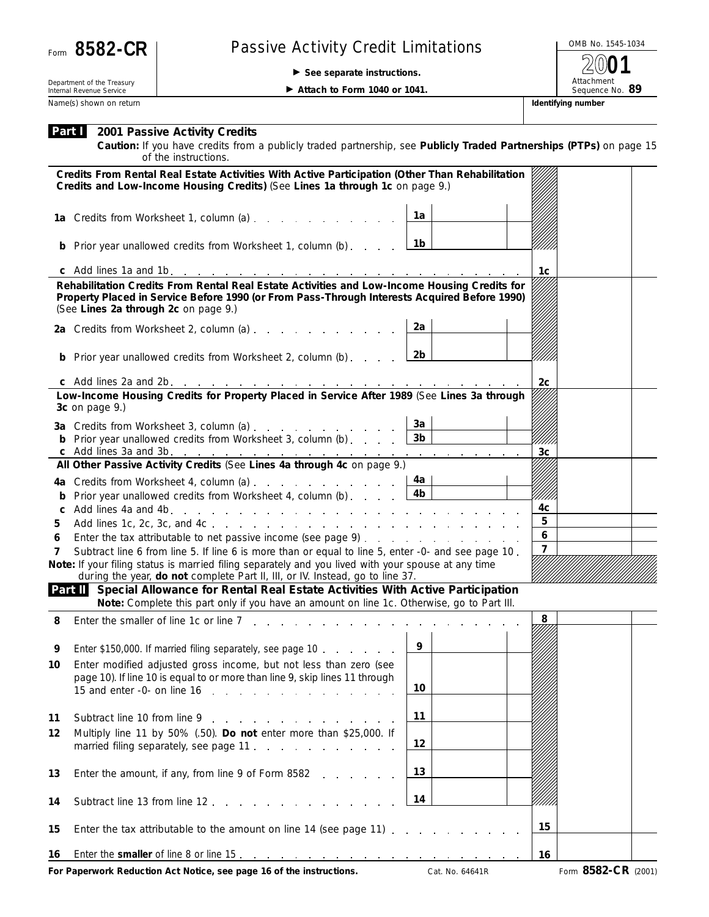Form **8582-CR**

Department of the Treasury
Internal Revenue Service

# Passive Activity Credit Limitations

► **See separate instructions.**

► **Attach to Form 1040 or 1041.**

OMB No. 1545-1034

**2001**

Attachment Sequence No. **89**

Name(s) shown on return | **Identifying number**

## Part I 2001 Passive Activity Credits

**Caution:** If you have credits from a publicly traded partnership, see **Publicly Traded Partnerships (PTPs)** on page 15 of the instructions.

**Credits From Rental Real Estate Activities With Active Participation (Other Than Rehabilitation Credits and Low-Income Housing Credits)** (See **Lines 1a through 1c** on page 9.)

| | | | |
|---|---|---|---|
| **1a** Credits from Worksheet 1, column (a) | 1a | | |
| **b** Prior year unallowed credits from Worksheet 1, column (b) | 1b | | |
| **c** Add lines 1a and 1b | | 1c | |

**Rehabilitation Credits From Rental Real Estate Activities and Low-Income Housing Credits for Property Placed in Service Before 1990 (or From Pass-Through Interests Acquired Before 1990)** (See **Lines 2a through 2c** on page 9.)

| | | | |
|---|---|---|---|
| **2a** Credits from Worksheet 2, column (a) | 2a | | |
| **b** Prior year unallowed credits from Worksheet 2, column (b) | 2b | | |
| **c** Add lines 2a and 2b | | 2c | |

**Low-Income Housing Credits for Property Placed in Service After 1989** (See **Lines 3a through 3c** on page 9.)

| | | | |
|---|---|---|---|
| **3a** Credits from Worksheet 3, column (a) | 3a | | |
| **b** Prior year unallowed credits from Worksheet 3, column (b) | 3b | | |
| **c** Add lines 3a and 3b | | 3c | |

**All Other Passive Activity Credits** (See **Lines 4a through 4c** on page 9.)

| | | | |
|---|---|---|---|
| **4a** Credits from Worksheet 4, column (a) | 4a | | |
| **b** Prior year unallowed credits from Worksheet 4, column (b) | 4b | | |
| **c** Add lines 4a and 4b | | 4c | |
| **5** Add lines 1c, 2c, 3c, and 4c | | 5 | |
| **6** Enter the tax attributable to net passive income (see page 9) | | 6 | |
| **7** Subtract line 6 from line 5. If line 6 is more than or equal to line 5, enter -0- and see page 10 | | 7 | |

**Note:** If your filing status is married filing separately and you lived with your spouse at any time during the year, **do not** complete Part II, III, or IV. Instead, go to line 37.

## Part II Special Allowance for Rental Real Estate Activities With Active Participation

**Note:** Complete this part only if you have an amount on line 1c. Otherwise, go to Part III.

| | | | |
|---|---|---|---|
| **8** Enter the smaller of line 1c or line 7 | | 8 | |
| **9** Enter $150,000. If married filing separately, see page 10 | 9 | | |
| **10** Enter modified adjusted gross income, but not less than zero (see page 10). If line 10 is equal to or more than line 9, skip lines 11 through 15 and enter -0- on line 16 | 10 | | |
| **11** Subtract line 10 from line 9 | 11 | | |
| **12** Multiply line 11 by 50% (.50). **Do not** enter more than $25,000. If married filing separately, see page 11 | 12 | | |
| **13** Enter the amount, if any, from line 9 of Form 8582 | 13 | | |
| **14** Subtract line 13 from line 12 | 14 | | |
| **15** Enter the tax attributable to the amount on line 14 (see page 11) | | 15 | |
| **16** Enter the **smaller** of line 8 or line 15 | | 16 | |

**For Paperwork Reduction Act Notice, see page 16 of the instructions.** Cat. No. 64641R Form **8582-CR** (2001)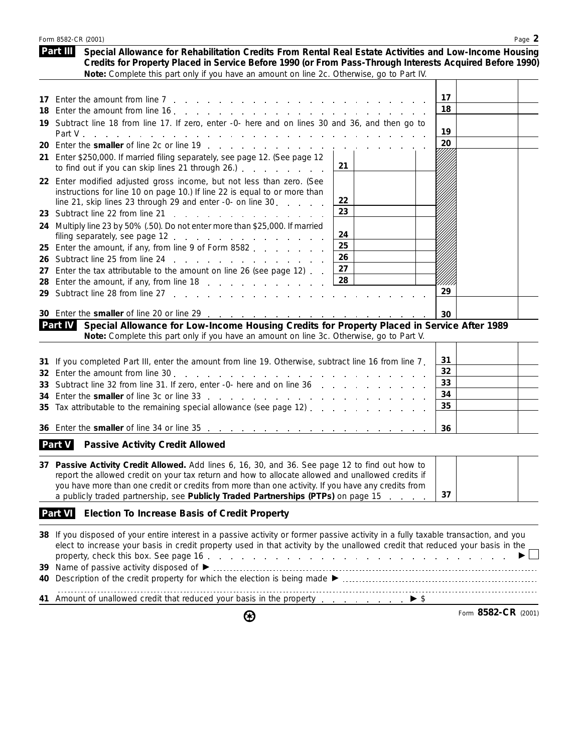## Part III Special Allowance for Rehabilitation Credits From Rental Real Estate Activities and Low-Income Housing Credits for Property Placed in Service Before 1990 (or From Pass-Through Interests Acquired Before 1990)

**Note:** Complete this part only if you have an amount on line 2c. Otherwise, go to Part IV.

| | | | | |
|---|---|---|---|---|
| **17** | Enter the amount from line 7 | | **17** | |
| **18** | Enter the amount from line 16 | | **18** | |
| **19** | Subtract line 18 from line 17. If zero, enter -0- here and on lines 30 and 36, and then go to Part V | | **19** | |
| **20** | Enter the **smaller** of line 2c or line 19 | | **20** | |
| **21** | Enter $250,000. If married filing separately, see page 12. (See page 12 to find out if you can skip lines 21 through 26.) | **21** | | |
| **22** | Enter modified adjusted gross income, but not less than zero. (See instructions for line 10 on page 10.) If line 22 is equal to or more than line 21, skip lines 23 through 29 and enter -0- on line 30 | **22** | | |
| **23** | Subtract line 22 from line 21 | **23** | | |
| **24** | Multiply line 23 by 50% (.50). Do not enter more than $25,000. If married filing separately, see page 12 | **24** | | |
| **25** | Enter the amount, if any, from line 9 of Form 8582 | **25** | | |
| **26** | Subtract line 25 from line 24 | **26** | | |
| **27** | Enter the tax attributable to the amount on line 26 (see page 12) | **27** | | |
| **28** | Enter the amount, if any, from line 18 | **28** | | |
| **29** | Subtract line 28 from line 27 | | **29** | |
| **30** | Enter the **smaller** of line 20 or line 29 | | **30** | |

## Part IV Special Allowance for Low-Income Housing Credits for Property Placed in Service After 1989

**Note:** Complete this part only if you have an amount on line 3c. Otherwise, go to Part V.

| | | | |
|---|---|---|---|
| **31** | If you completed Part III, enter the amount from line 19. Otherwise, subtract line 16 from line 7 | **31** | |
| **32** | Enter the amount from line 30 | **32** | |
| **33** | Subtract line 32 from line 31. If zero, enter -0- here and on line 36 | **33** | |
| **34** | Enter the **smaller** of line 3c or line 33 | **34** | |
| **35** | Tax attributable to the remaining special allowance (see page 12) | **35** | |
| **36** | Enter the **smaller** of line 34 or line 35 | **36** | |

## Part V Passive Activity Credit Allowed

| | | | |
|---|---|---|---|
| **37** | **Passive Activity Credit Allowed.** Add lines 6, 16, 30, and 36. See page 12 to find out how to report the allowed credit on your tax return and how to allocate allowed and unallowed credits if you have more than one credit or credits from more than one activity. If you have any credits from a publicly traded partnership, see **Publicly Traded Partnerships (PTPs)** on page 15 | **37** | |

## Part VI Election To Increase Basis of Credit Property

**38** If you disposed of your entire interest in a passive activity or former passive activity in a fully taxable transaction, and you elect to increase your basis in credit property used in that activity by the unallowed credit that reduced your basis in the property, check this box. See page 16 ► ☐

**39** Name of passive activity disposed of ►

**40** Description of the credit property for which the election is being made ►

**41** Amount of unallowed credit that reduced your basis in the property ► $